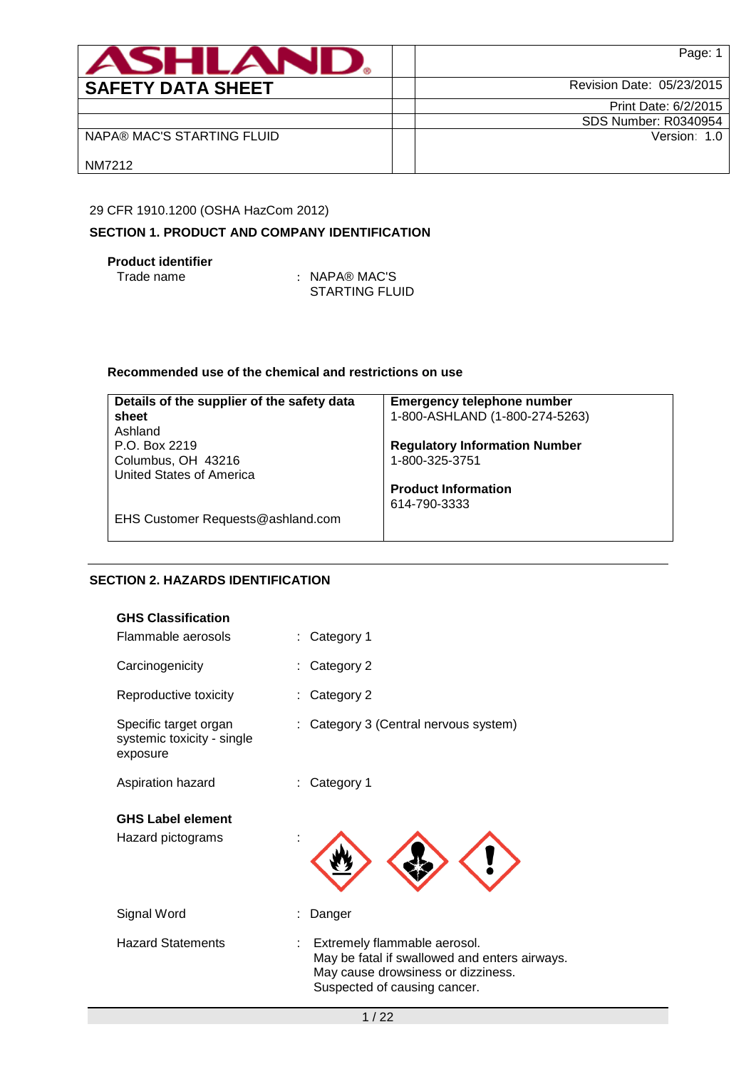| ASHLAND | | Page: 1 |
|---|---|---|
| **SAFETY DATA SHEET** | | Revision Date: 05/23/2015 |
| | | Print Date: 6/2/2015 |
| | | SDS Number: R0340954 |
| NAPA® MAC'S STARTING FLUID<br><br>NM7212 | | Version: 1.0 |

29 CFR 1910.1200 (OSHA HazCom 2012)

## SECTION 1. PRODUCT AND COMPANY IDENTIFICATION

**Product identifier**

Trade name : NAPA® MAC'S STARTING FLUID

**Recommended use of the chemical and restrictions on use**

| **Details of the supplier of the safety data sheet** | **Emergency telephone number** |
|---|---|
| Ashland<br>P.O. Box 2219<br>Columbus, OH 43216<br>United States of America<br><br>EHS Customer Requests@ashland.com | 1-800-ASHLAND (1-800-274-5263)<br><br>**Regulatory Information Number**<br>1-800-325-3751<br><br>**Product Information**<br>614-790-3333 |

## SECTION 2. HAZARDS IDENTIFICATION

**GHS Classification**

Flammable aerosols : Category 1

Carcinogenicity : Category 2

Reproductive toxicity : Category 2

Specific target organ systemic toxicity - single exposure : Category 3 (Central nervous system)

Aspiration hazard : Category 1

**GHS Label element**

Hazard pictograms :

Signal Word : Danger

Hazard Statements : Extremely flammable aerosol.
May be fatal if swallowed and enters airways.
May cause drowsiness or dizziness.
Suspected of causing cancer.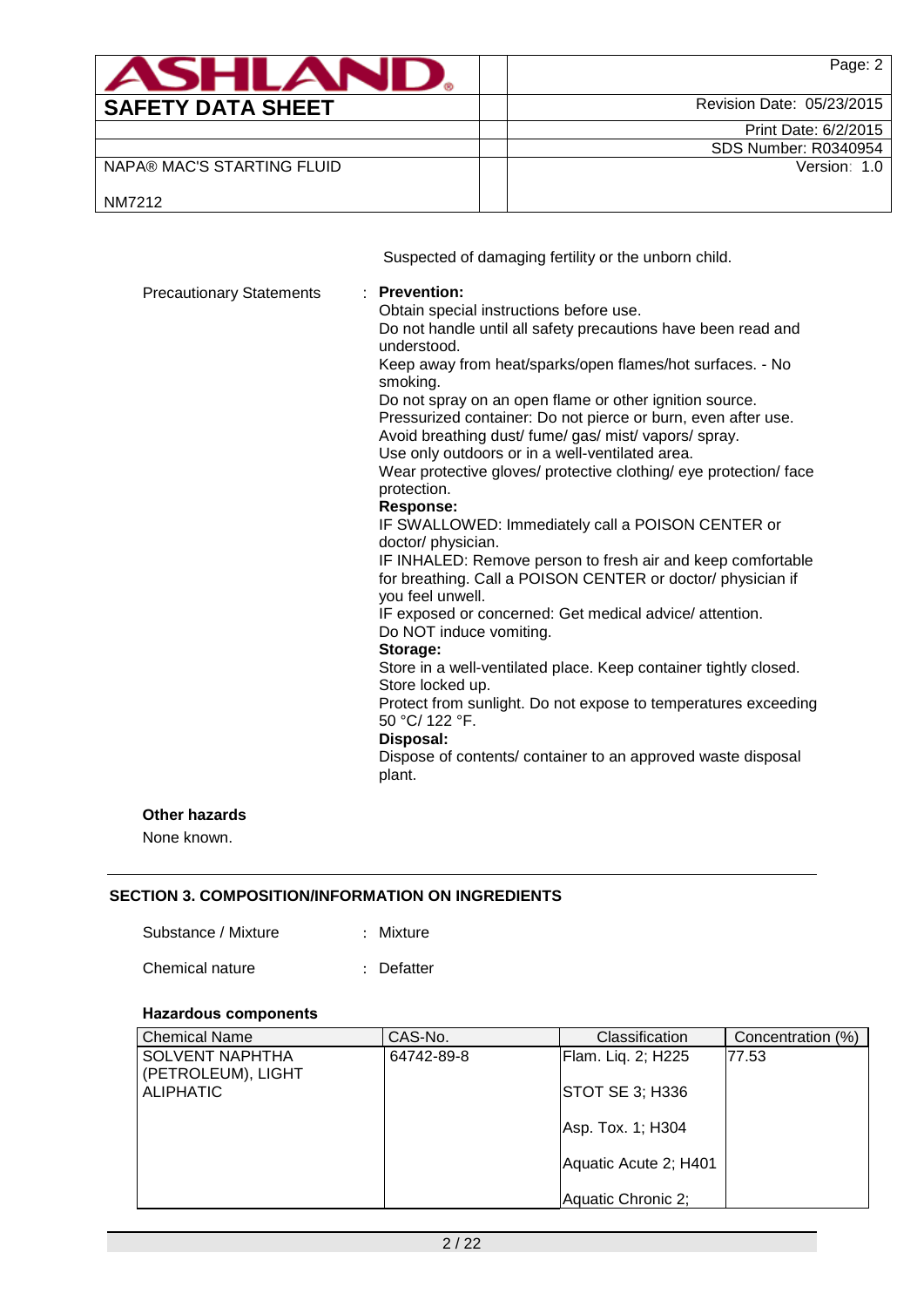Suspected of damaging fertility or the unborn child.

Precautionary Statements : **Prevention:**
Obtain special instructions before use.
Do not handle until all safety precautions have been read and understood.
Keep away from heat/sparks/open flames/hot surfaces. - No smoking.
Do not spray on an open flame or other ignition source.
Pressurized container: Do not pierce or burn, even after use.
Avoid breathing dust/ fume/ gas/ mist/ vapors/ spray.
Use only outdoors or in a well-ventilated area.
Wear protective gloves/ protective clothing/ eye protection/ face protection.
**Response:**
IF SWALLOWED: Immediately call a POISON CENTER or doctor/ physician.
IF INHALED: Remove person to fresh air and keep comfortable for breathing. Call a POISON CENTER or doctor/ physician if you feel unwell.
IF exposed or concerned: Get medical advice/ attention.
Do NOT induce vomiting.
**Storage:**
Store in a well-ventilated place. Keep container tightly closed.
Store locked up.
Protect from sunlight. Do not expose to temperatures exceeding 50 °C/ 122 °F.
**Disposal:**
Dispose of contents/ container to an approved waste disposal plant.

**Other hazards**

None known.

## SECTION 3. COMPOSITION/INFORMATION ON INGREDIENTS

Substance / Mixture : Mixture

Chemical nature : Defatter

**Hazardous components**

| Chemical Name | CAS-No. | Classification | Concentration (%) |
|---|---|---|---|
| SOLVENT NAPHTHA (PETROLEUM), LIGHT ALIPHATIC | 64742-89-8 | Flam. Liq. 2; H225<br><br>STOT SE 3; H336<br><br>Asp. Tox. 1; H304<br><br>Aquatic Acute 2; H401<br><br>Aquatic Chronic 2; | 77.53 |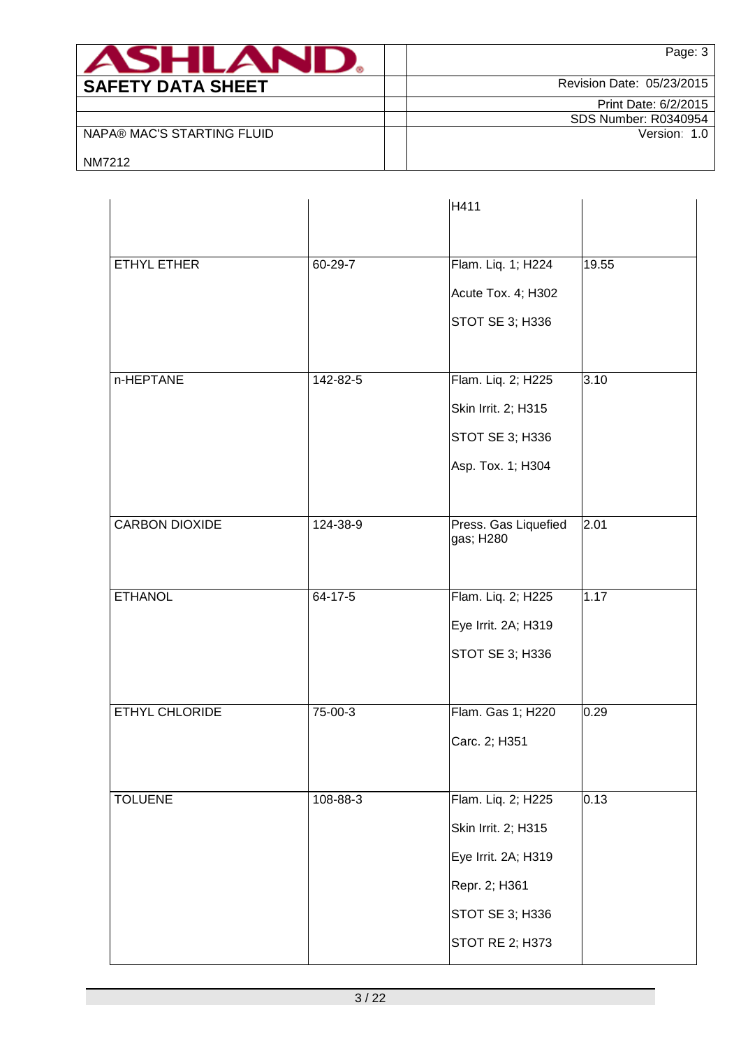| | | | |
|---|---|---|---|
| | | H411 | |
| ETHYL ETHER | 60-29-7 | Flam. Liq. 1; H224<br><br>Acute Tox. 4; H302<br><br>STOT SE 3; H336 | 19.55 |
| n-HEPTANE | 142-82-5 | Flam. Liq. 2; H225<br><br>Skin Irrit. 2; H315<br><br>STOT SE 3; H336<br><br>Asp. Tox. 1; H304 | 3.10 |
| CARBON DIOXIDE | 124-38-9 | Press. Gas Liquefied gas; H280 | 2.01 |
| ETHANOL | 64-17-5 | Flam. Liq. 2; H225<br><br>Eye Irrit. 2A; H319<br><br>STOT SE 3; H336 | 1.17 |
| ETHYL CHLORIDE | 75-00-3 | Flam. Gas 1; H220<br><br>Carc. 2; H351 | 0.29 |
| TOLUENE | 108-88-3 | Flam. Liq. 2; H225<br><br>Skin Irrit. 2; H315<br><br>Eye Irrit. 2A; H319<br><br>Repr. 2; H361<br><br>STOT SE 3; H336<br><br>STOT RE 2; H373 | 0.13 |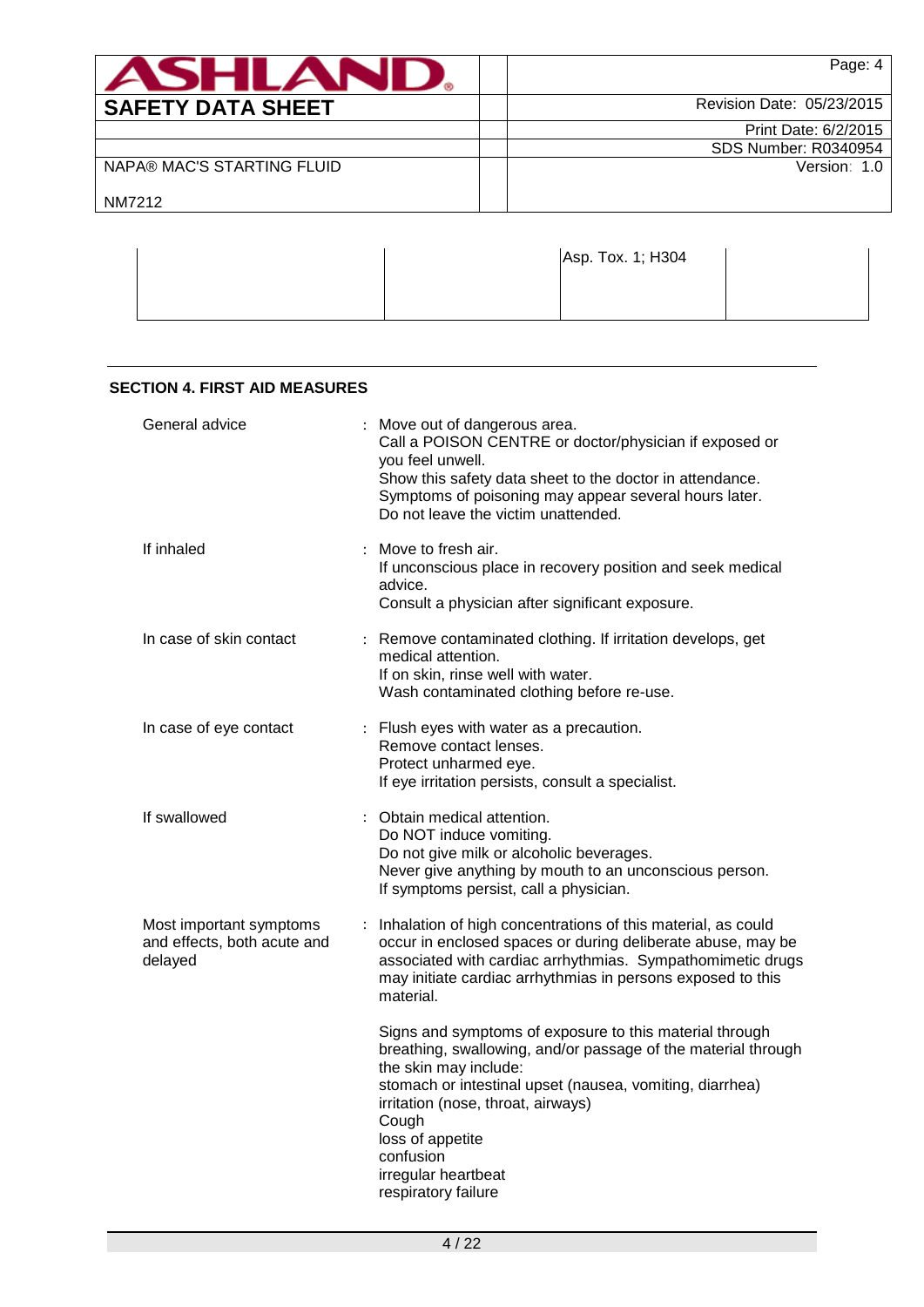| | | Asp. Tox. 1; H304 | |
|---|---|---|---|

## SECTION 4. FIRST AID MEASURES

General advice : Move out of dangerous area.
Call a POISON CENTRE or doctor/physician if exposed or you feel unwell.
Show this safety data sheet to the doctor in attendance.
Symptoms of poisoning may appear several hours later.
Do not leave the victim unattended.

If inhaled : Move to fresh air.
If unconscious place in recovery position and seek medical advice.
Consult a physician after significant exposure.

In case of skin contact : Remove contaminated clothing. If irritation develops, get medical attention.
If on skin, rinse well with water.
Wash contaminated clothing before re-use.

In case of eye contact : Flush eyes with water as a precaution.
Remove contact lenses.
Protect unharmed eye.
If eye irritation persists, consult a specialist.

If swallowed : Obtain medical attention.
Do NOT induce vomiting.
Do not give milk or alcoholic beverages.
Never give anything by mouth to an unconscious person.
If symptoms persist, call a physician.

Most important symptoms and effects, both acute and delayed : Inhalation of high concentrations of this material, as could occur in enclosed spaces or during deliberate abuse, may be associated with cardiac arrhythmias. Sympathomimetic drugs may initiate cardiac arrhythmias in persons exposed to this material.

Signs and symptoms of exposure to this material through breathing, swallowing, and/or passage of the material through the skin may include:
stomach or intestinal upset (nausea, vomiting, diarrhea)
irritation (nose, throat, airways)
Cough
loss of appetite
confusion
irregular heartbeat
respiratory failure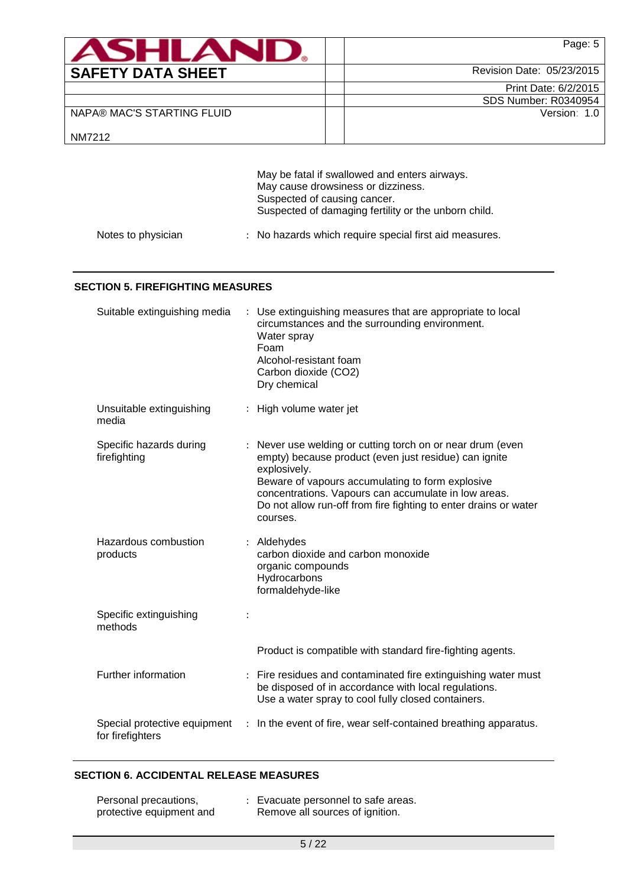May be fatal if swallowed and enters airways.
May cause drowsiness or dizziness.
Suspected of causing cancer.
Suspected of damaging fertility or the unborn child.

| | |
|---|---|
| Notes to physician | : No hazards which require special first aid measures. |

## SECTION 5. FIREFIGHTING MEASURES

| | |
|---|---|
| Suitable extinguishing media | : Use extinguishing measures that are appropriate to local circumstances and the surrounding environment.<br>Water spray<br>Foam<br>Alcohol-resistant foam<br>Carbon dioxide ($CO_2$)<br>Dry chemical |
| Unsuitable extinguishing media | : High volume water jet |
| Specific hazards during firefighting | : Never use welding or cutting torch on or near drum (even empty) because product (even just residue) can ignite explosively.<br>Beware of vapours accumulating to form explosive concentrations. Vapours can accumulate in low areas.<br>Do not allow run-off from fire fighting to enter drains or water courses. |
| Hazardous combustion products | : Aldehydes<br>carbon dioxide and carbon monoxide<br>organic compounds<br>Hydrocarbons<br>formaldehyde-like |
| Specific extinguishing methods | :<br><br>Product is compatible with standard fire-fighting agents. |
| Further information | : Fire residues and contaminated fire extinguishing water must be disposed of in accordance with local regulations.<br>Use a water spray to cool fully closed containers. |
| Special protective equipment for firefighters | : In the event of fire, wear self-contained breathing apparatus. |

## SECTION 6. ACCIDENTAL RELEASE MEASURES

| | |
|---|---|
| Personal precautions, protective equipment and | : Evacuate personnel to safe areas.<br>Remove all sources of ignition. |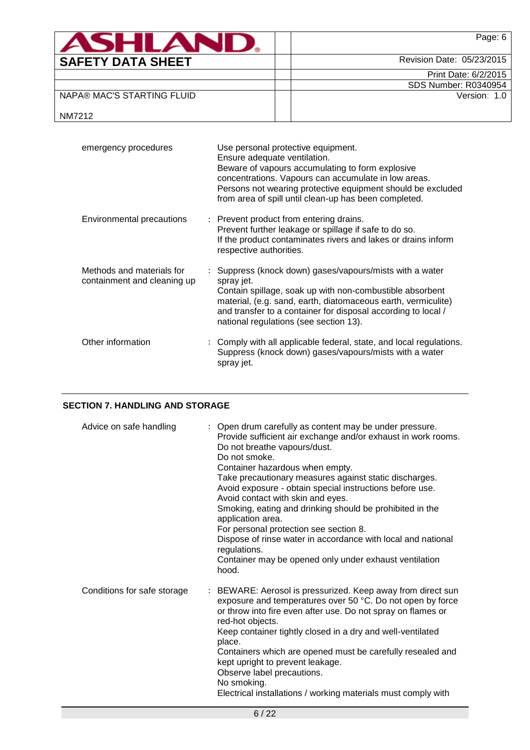| | |
|---|---|
| emergency procedures | Use personal protective equipment.<br>Ensure adequate ventilation.<br>Beware of vapours accumulating to form explosive concentrations. Vapours can accumulate in low areas.<br>Persons not wearing protective equipment should be excluded from area of spill until clean-up has been completed. |
| Environmental precautions | : Prevent product from entering drains.<br>Prevent further leakage or spillage if safe to do so.<br>If the product contaminates rivers and lakes or drains inform respective authorities. |
| Methods and materials for containment and cleaning up | : Suppress (knock down) gases/vapours/mists with a water spray jet.<br>Contain spillage, soak up with non-combustible absorbent material, (e.g. sand, earth, diatomaceous earth, vermiculite) and transfer to a container for disposal according to local / national regulations (see section 13). |
| Other information | : Comply with all applicable federal, state, and local regulations.<br>Suppress (knock down) gases/vapours/mists with a water spray jet. |

## SECTION 7. HANDLING AND STORAGE

| | |
|---|---|
| Advice on safe handling | : Open drum carefully as content may be under pressure.<br>Provide sufficient air exchange and/or exhaust in work rooms.<br>Do not breathe vapours/dust.<br>Do not smoke.<br>Container hazardous when empty.<br>Take precautionary measures against static discharges.<br>Avoid exposure - obtain special instructions before use.<br>Avoid contact with skin and eyes.<br>Smoking, eating and drinking should be prohibited in the application area.<br>For personal protection see section 8.<br>Dispose of rinse water in accordance with local and national regulations.<br>Container may be opened only under exhaust ventilation hood. |
| Conditions for safe storage | : BEWARE: Aerosol is pressurized. Keep away from direct sun exposure and temperatures over 50 °C. Do not open by force or throw into fire even after use. Do not spray on flames or red-hot objects.<br>Keep container tightly closed in a dry and well-ventilated place.<br>Containers which are opened must be carefully resealed and kept upright to prevent leakage.<br>Observe label precautions.<br>No smoking.<br>Electrical installations / working materials must comply with |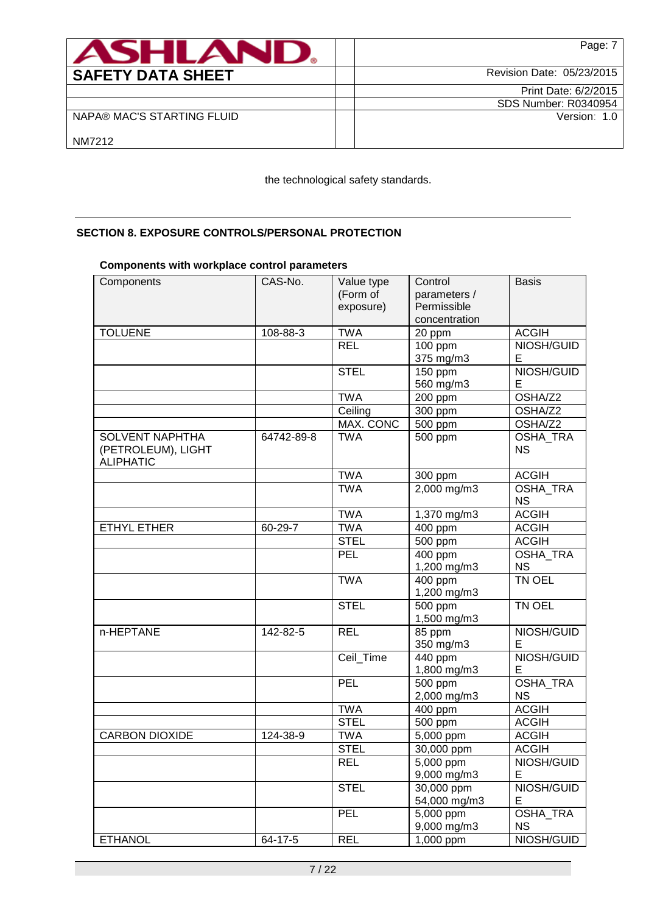the technological safety standards.

## SECTION 8. EXPOSURE CONTROLS/PERSONAL PROTECTION

### Components with workplace control parameters

| Components | CAS-No. | Value type (Form of exposure) | Control parameters / Permissible concentration | Basis |
|---|---|---|---|---|
| TOLUENE | 108-88-3 | TWA | 20 ppm | ACGIH |
| | | REL | 100 ppm<br>375 mg/m3 | NIOSH/GUIDE |
| | | STEL | 150 ppm<br>560 mg/m3 | NIOSH/GUIDE |
| | | TWA | 200 ppm | OSHA/Z2 |
| | | Ceiling | 300 ppm | OSHA/Z2 |
| | | MAX. CONC | 500 ppm | OSHA/Z2 |
| SOLVENT NAPHTHA (PETROLEUM), LIGHT ALIPHATIC | 64742-89-8 | TWA | 500 ppm | OSHA_TRANS |
| | | TWA | 300 ppm | ACGIH |
| | | TWA | 2,000 mg/m3 | OSHA_TRANS |
| | | TWA | 1,370 mg/m3 | ACGIH |
| ETHYL ETHER | 60-29-7 | TWA | 400 ppm | ACGIH |
| | | STEL | 500 ppm | ACGIH |
| | | PEL | 400 ppm<br>1,200 mg/m3 | OSHA_TRANS |
| | | TWA | 400 ppm<br>1,200 mg/m3 | TN OEL |
| | | STEL | 500 ppm<br>1,500 mg/m3 | TN OEL |
| n-HEPTANE | 142-82-5 | REL | 85 ppm<br>350 mg/m3 | NIOSH/GUIDE |
| | | Ceil_Time | 440 ppm<br>1,800 mg/m3 | NIOSH/GUIDE |
| | | PEL | 500 ppm<br>2,000 mg/m3 | OSHA_TRANS |
| | | TWA | 400 ppm | ACGIH |
| | | STEL | 500 ppm | ACGIH |
| CARBON DIOXIDE | 124-38-9 | TWA | 5,000 ppm | ACGIH |
| | | STEL | 30,000 ppm | ACGIH |
| | | REL | 5,000 ppm<br>9,000 mg/m3 | NIOSH/GUIDE |
| | | STEL | 30,000 ppm<br>54,000 mg/m3 | NIOSH/GUIDE |
| | | PEL | 5,000 ppm<br>9,000 mg/m3 | OSHA_TRANS |
| ETHANOL | 64-17-5 | REL | 1,000 ppm | NIOSH/GUID |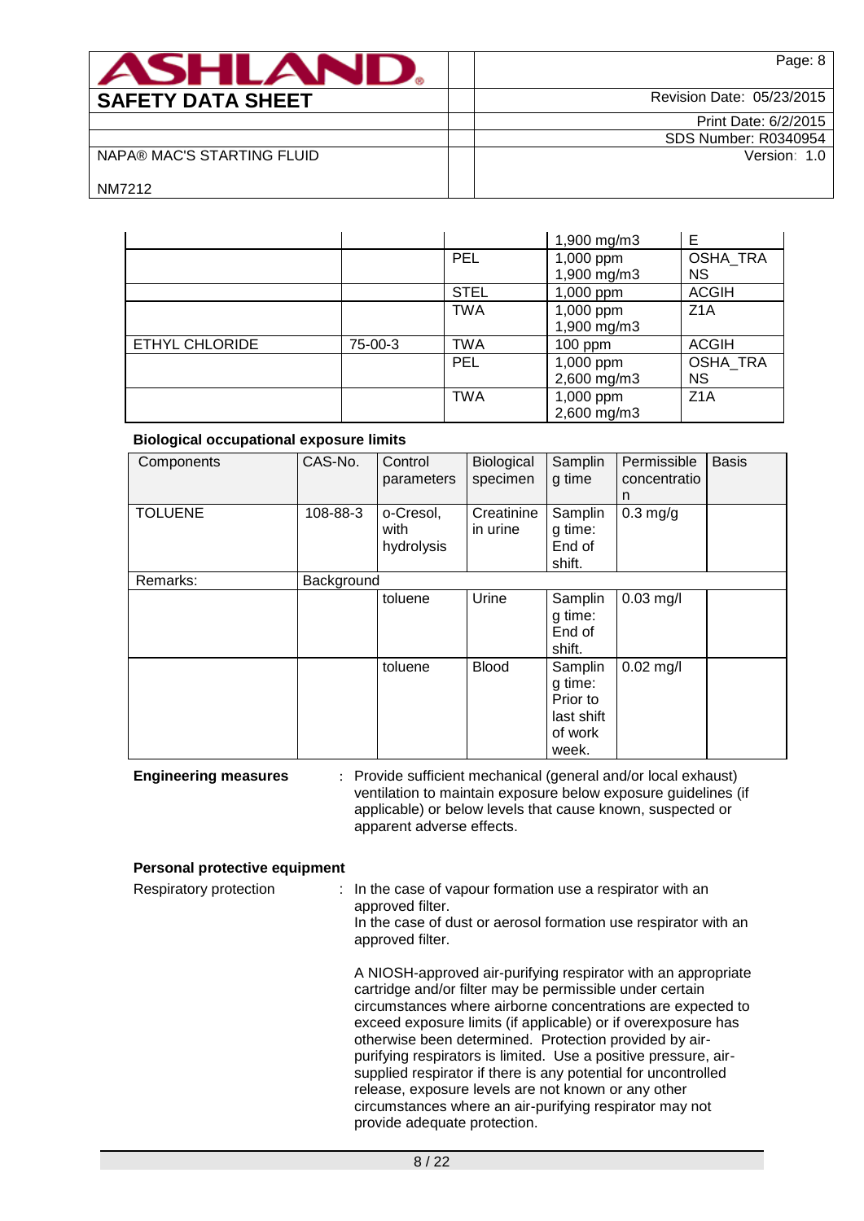| | | | | |
|---|---|---|---|---|
| | | | 1,900 mg/m3 | E |
| | | PEL | 1,000 ppm<br>1,900 mg/m3 | OSHA_TRANS |
| | | STEL | 1,000 ppm | ACGIH |
| | | TWA | 1,000 ppm<br>1,900 mg/m3 | Z1A |
| ETHYL CHLORIDE | 75-00-3 | TWA | 100 ppm | ACGIH |
| | | PEL | 1,000 ppm<br>2,600 mg/m3 | OSHA_TRANS |
| | | TWA | 1,000 ppm<br>2,600 mg/m3 | Z1A |

**Biological occupational exposure limits**

| Components | CAS-No. | Control parameters | Biological specimen | Sampling time | Permissible concentration | Basis |
|---|---|---|---|---|---|---|
| TOLUENE | 108-88-3 | o-Cresol, with hydrolysis | Creatinine in urine | Sampling time: End of shift. | 0.3 mg/g | |
| Remarks: | Background | | | | | |
| | | toluene | Urine | Sampling time: End of shift. | 0.03 mg/l | |
| | | toluene | Blood | Sampling time: Prior to last shift of work week. | 0.02 mg/l | |

**Engineering measures** : Provide sufficient mechanical (general and/or local exhaust) ventilation to maintain exposure below exposure guidelines (if applicable) or below levels that cause known, suspected or apparent adverse effects.

**Personal protective equipment**

Respiratory protection : In the case of vapour formation use a respirator with an approved filter.
In the case of dust or aerosol formation use respirator with an approved filter.

A NIOSH-approved air-purifying respirator with an appropriate cartridge and/or filter may be permissible under certain circumstances where airborne concentrations are expected to exceed exposure limits (if applicable) or if overexposure has otherwise been determined. Protection provided by air-purifying respirators is limited. Use a positive pressure, air-supplied respirator if there is any potential for uncontrolled release, exposure levels are not known or any other circumstances where an air-purifying respirator may not provide adequate protection.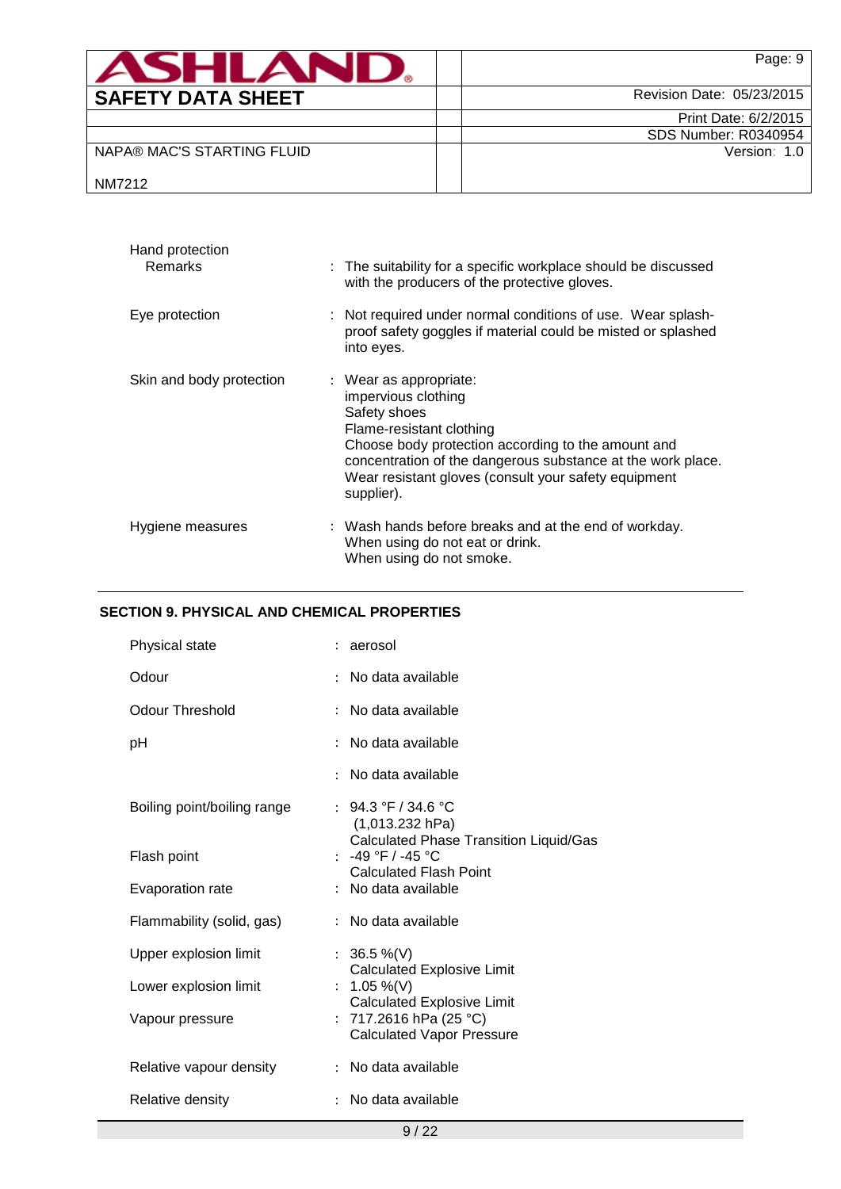| | |
|---|---|
| Hand protection | |
| Remarks | : The suitability for a specific workplace should be discussed with the producers of the protective gloves. |
| Eye protection | : Not required under normal conditions of use. Wear splash-proof safety goggles if material could be misted or splashed into eyes. |
| Skin and body protection | : Wear as appropriate:<br>impervious clothing<br>Safety shoes<br>Flame-resistant clothing<br>Choose body protection according to the amount and concentration of the dangerous substance at the work place.<br>Wear resistant gloves (consult your safety equipment supplier). |
| Hygiene measures | : Wash hands before breaks and at the end of workday.<br>When using do not eat or drink.<br>When using do not smoke. |

## SECTION 9. PHYSICAL AND CHEMICAL PROPERTIES

| | |
|---|---|
| Physical state | : aerosol |
| Odour | : No data available |
| Odour Threshold | : No data available |
| pH | : No data available |
| | : No data available |
| Boiling point/boiling range | : 94.3 °F / 34.6 °C<br>(1,013.232 hPa)<br>Calculated Phase Transition Liquid/Gas |
| Flash point | : -49 °F / -45 °C<br>Calculated Flash Point |
| Evaporation rate | : No data available |
| Flammability (solid, gas) | : No data available |
| Upper explosion limit | : 36.5 %(V)<br>Calculated Explosive Limit |
| Lower explosion limit | : 1.05 %(V)<br>Calculated Explosive Limit |
| Vapour pressure | : 717.2616 hPa (25 °C)<br>Calculated Vapor Pressure |
| Relative vapour density | : No data available |
| Relative density | : No data available |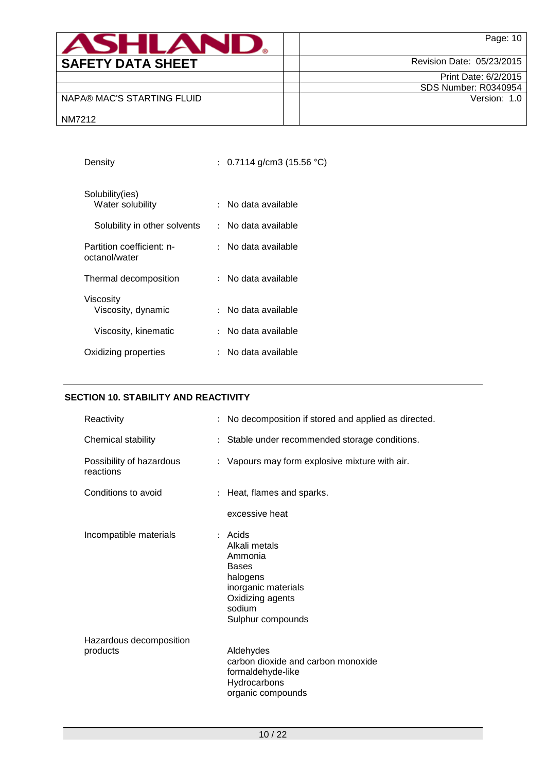Density : 0.7114 g/cm3 (15.56 °C)

Solubility(ies)
  Water solubility : No data available

  Solubility in other solvents : No data available

Partition coefficient: n-octanol/water : No data available

Thermal decomposition : No data available

Viscosity
  Viscosity, dynamic : No data available

  Viscosity, kinematic : No data available

Oxidizing properties : No data available

## SECTION 10. STABILITY AND REACTIVITY

Reactivity : No decomposition if stored and applied as directed.

Chemical stability : Stable under recommended storage conditions.

Possibility of hazardous reactions : Vapours may form explosive mixture with air.

Conditions to avoid : Heat, flames and sparks.

excessive heat

Incompatible materials : Acids
Alkali metals
Ammonia
Bases
halogens
inorganic materials
Oxidizing agents
sodium
Sulphur compounds

Hazardous decomposition products

Aldehydes
carbon dioxide and carbon monoxide
formaldehyde-like
Hydrocarbons
organic compounds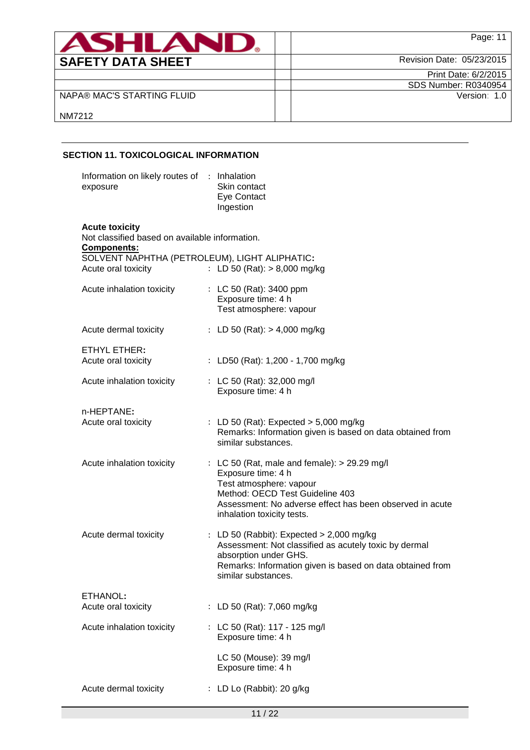## SECTION 11. TOXICOLOGICAL INFORMATION

| | | |
|---|---|---|
| Information on likely routes of exposure | : | Inhalation<br>Skin contact<br>Eye Contact<br>Ingestion |

**Acute toxicity**

Not classified based on available information.

**Components:**

SOLVENT NAPHTHA (PETROLEUM), LIGHT ALIPHATIC**:**

| | | |
|---|---|---|
| Acute oral toxicity | : | LD 50 (Rat): > 8,000 mg/kg |
| Acute inhalation toxicity | : | LC 50 (Rat): 3400 ppm<br>Exposure time: 4 h<br>Test atmosphere: vapour |
| Acute dermal toxicity | : | LD 50 (Rat): > 4,000 mg/kg |

ETHYL ETHER**:**

| | | |
|---|---|---|
| Acute oral toxicity | : | LD50 (Rat): 1,200 - 1,700 mg/kg |
| Acute inhalation toxicity | : | LC 50 (Rat): 32,000 mg/l<br>Exposure time: 4 h |

n-HEPTANE**:**

| | | |
|---|---|---|
| Acute oral toxicity | : | LD 50 (Rat): Expected > 5,000 mg/kg<br>Remarks: Information given is based on data obtained from similar substances. |
| Acute inhalation toxicity | : | LC 50 (Rat, male and female): > 29.29 mg/l<br>Exposure time: 4 h<br>Test atmosphere: vapour<br>Method: OECD Test Guideline 403<br>Assessment: No adverse effect has been observed in acute inhalation toxicity tests. |
| Acute dermal toxicity | : | LD 50 (Rabbit): Expected > 2,000 mg/kg<br>Assessment: Not classified as acutely toxic by dermal absorption under GHS.<br>Remarks: Information given is based on data obtained from similar substances. |

ETHANOL**:**

| | | |
|---|---|---|
| Acute oral toxicity | : | LD 50 (Rat): 7,060 mg/kg |
| Acute inhalation toxicity | : | LC 50 (Rat): 117 - 125 mg/l<br>Exposure time: 4 h<br><br>LC 50 (Mouse): 39 mg/l<br>Exposure time: 4 h |
| Acute dermal toxicity | : | LD Lo (Rabbit): 20 g/kg |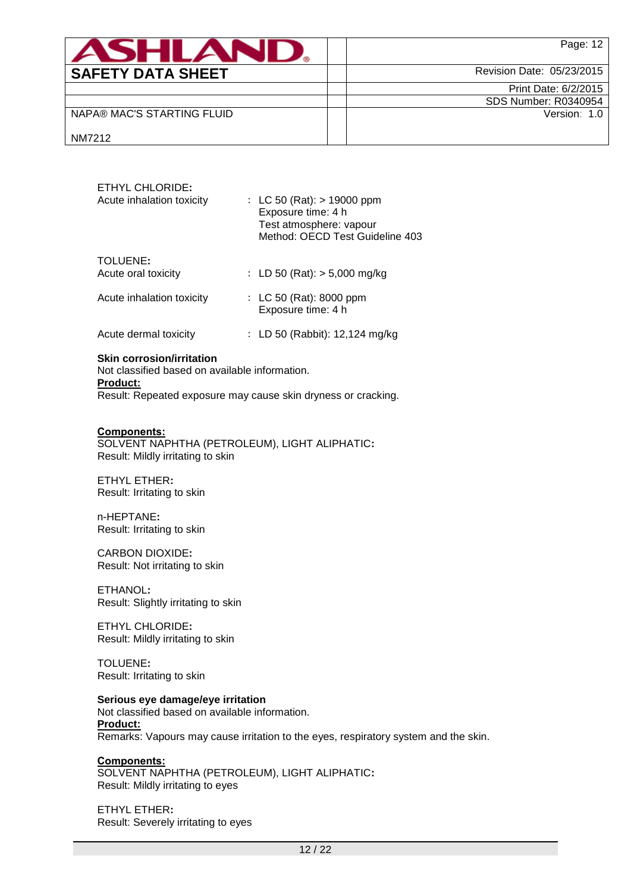ETHYL CHLORIDE:

Acute inhalation toxicity : LC 50 (Rat): > 19000 ppm
Exposure time: 4 h
Test atmosphere: vapour
Method: OECD Test Guideline 403

TOLUENE:

Acute oral toxicity : LD 50 (Rat): > 5,000 mg/kg

Acute inhalation toxicity : LC 50 (Rat): 8000 ppm
Exposure time: 4 h

Acute dermal toxicity : LD 50 (Rabbit): 12,124 mg/kg

**Skin corrosion/irritation**

Not classified based on available information.

**Product:**

Result: Repeated exposure may cause skin dryness or cracking.

**Components:**

SOLVENT NAPHTHA (PETROLEUM), LIGHT ALIPHATIC:
Result: Mildly irritating to skin

ETHYL ETHER:
Result: Irritating to skin

n-HEPTANE:
Result: Irritating to skin

CARBON DIOXIDE:
Result: Not irritating to skin

ETHANOL:
Result: Slightly irritating to skin

ETHYL CHLORIDE:
Result: Mildly irritating to skin

TOLUENE:
Result: Irritating to skin

**Serious eye damage/eye irritation**

Not classified based on available information.

**Product:**

Remarks: Vapours may cause irritation to the eyes, respiratory system and the skin.

**Components:**

SOLVENT NAPHTHA (PETROLEUM), LIGHT ALIPHATIC:
Result: Mildly irritating to eyes

ETHYL ETHER:
Result: Severely irritating to eyes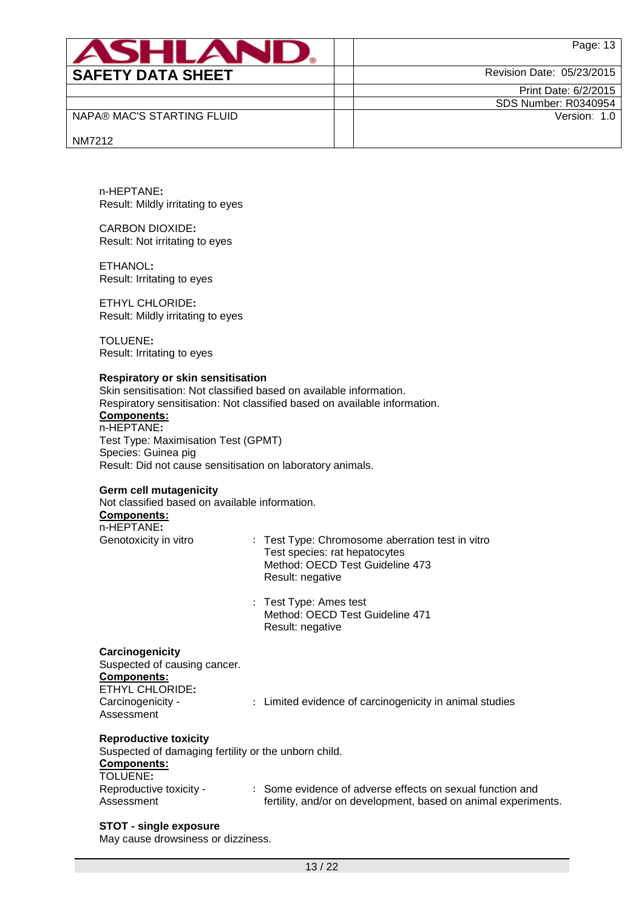n-HEPTANE**:**
Result: Mildly irritating to eyes

CARBON DIOXIDE**:**
Result: Not irritating to eyes

ETHANOL**:**
Result: Irritating to eyes

ETHYL CHLORIDE**:**
Result: Mildly irritating to eyes

TOLUENE**:**
Result: Irritating to eyes

**Respiratory or skin sensitisation**

Skin sensitisation: Not classified based on available information.
Respiratory sensitisation: Not classified based on available information.

**Components:**

n-HEPTANE**:**
Test Type: Maximisation Test (GPMT)
Species: Guinea pig
Result: Did not cause sensitisation on laboratory animals.

**Germ cell mutagenicity**

Not classified based on available information.

**Components:**

n-HEPTANE**:**

Genotoxicity in vitro : Test Type: Chromosome aberration test in vitro
Test species: rat hepatocytes
Method: OECD Test Guideline 473
Result: negative

: Test Type: Ames test
Method: OECD Test Guideline 471
Result: negative

**Carcinogenicity**

Suspected of causing cancer.

**Components:**

ETHYL CHLORIDE**:**

Carcinogenicity - Assessment : Limited evidence of carcinogenicity in animal studies

**Reproductive toxicity**

Suspected of damaging fertility or the unborn child.

**Components:**

TOLUENE**:**

Reproductive toxicity - Assessment : Some evidence of adverse effects on sexual function and fertility, and/or on development, based on animal experiments.

**STOT - single exposure**

May cause drowsiness or dizziness.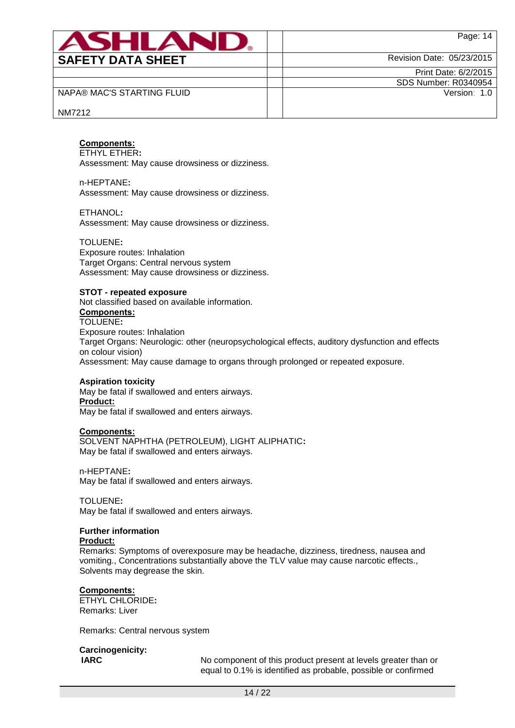**Components:**

ETHYL ETHER**:**
Assessment: May cause drowsiness or dizziness.

n-HEPTANE**:**
Assessment: May cause drowsiness or dizziness.

ETHANOL**:**
Assessment: May cause drowsiness or dizziness.

TOLUENE**:**
Exposure routes: Inhalation
Target Organs: Central nervous system
Assessment: May cause drowsiness or dizziness.

**STOT - repeated exposure**
Not classified based on available information.

**Components:**

TOLUENE**:**
Exposure routes: Inhalation
Target Organs: Neurologic: other (neuropsychological effects, auditory dysfunction and effects on colour vision)
Assessment: May cause damage to organs through prolonged or repeated exposure.

**Aspiration toxicity**
May be fatal if swallowed and enters airways.

**Product:**
May be fatal if swallowed and enters airways.

**Components:**

SOLVENT NAPHTHA (PETROLEUM), LIGHT ALIPHATIC**:**
May be fatal if swallowed and enters airways.

n-HEPTANE**:**
May be fatal if swallowed and enters airways.

TOLUENE**:**
May be fatal if swallowed and enters airways.

**Further information**

**Product:**
Remarks: Symptoms of overexposure may be headache, dizziness, tiredness, nausea and vomiting., Concentrations substantially above the TLV value may cause narcotic effects., Solvents may degrease the skin.

**Components:**

ETHYL CHLORIDE**:**
Remarks: Liver

Remarks: Central nervous system

**Carcinogenicity:**

**IARC** No component of this product present at levels greater than or equal to 0.1% is identified as probable, possible or confirmed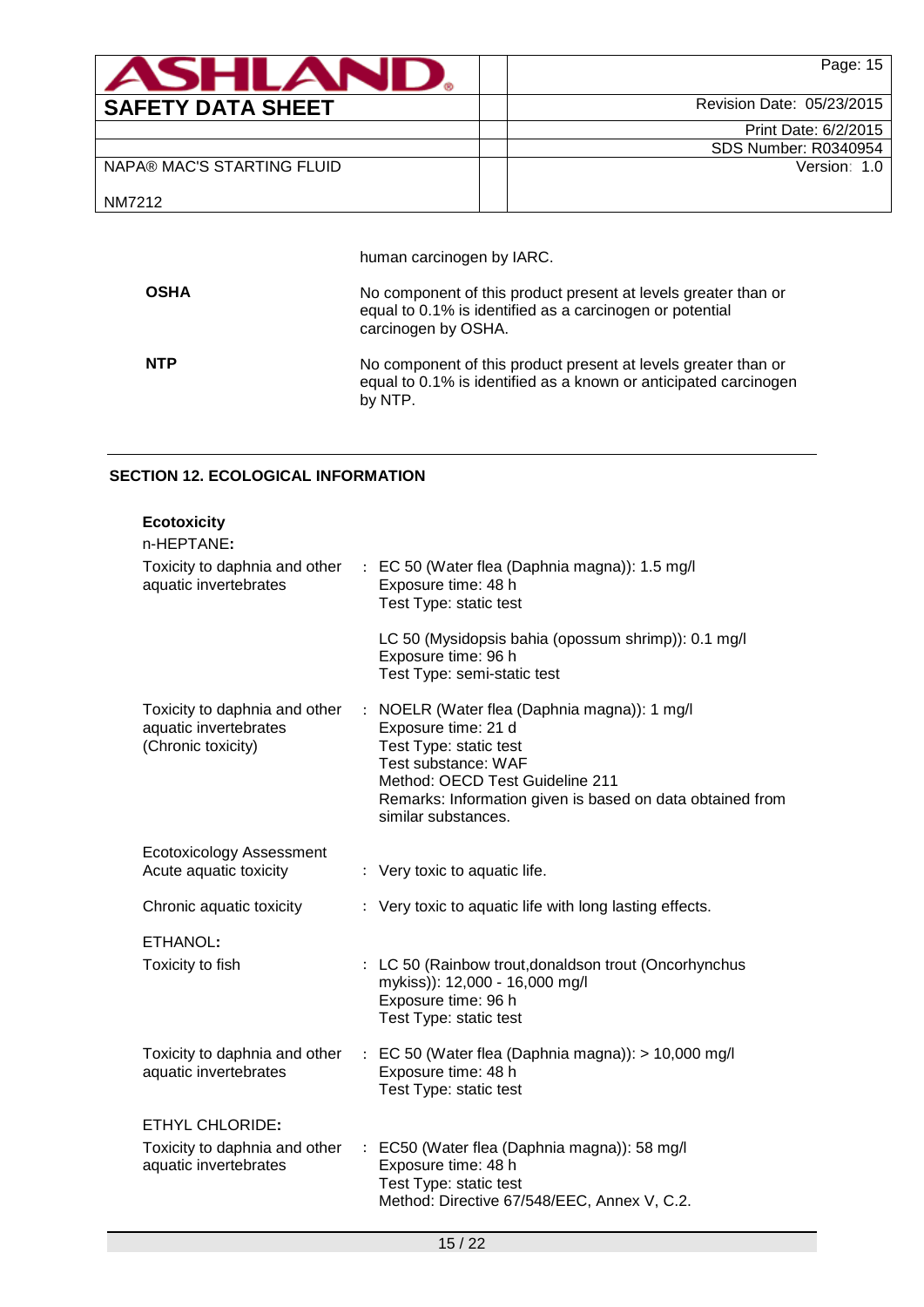human carcinogen by IARC.

| | |
|---|---|
| **OSHA** | No component of this product present at levels greater than or equal to 0.1% is identified as a carcinogen or potential carcinogen by OSHA. |
| **NTP** | No component of this product present at levels greater than or equal to 0.1% is identified as a known or anticipated carcinogen by NTP. |

## SECTION 12. ECOLOGICAL INFORMATION

### Ecotoxicity

**n-HEPTANE:**

| | |
|---|---|
| Toxicity to daphnia and other aquatic invertebrates | : EC 50 (Water flea (Daphnia magna)): 1.5 mg/l<br>Exposure time: 48 h<br>Test Type: static test<br><br>LC 50 (Mysidopsis bahia (opossum shrimp)): 0.1 mg/l<br>Exposure time: 96 h<br>Test Type: semi-static test |
| Toxicity to daphnia and other aquatic invertebrates (Chronic toxicity) | : NOELR (Water flea (Daphnia magna)): 1 mg/l<br>Exposure time: 21 d<br>Test Type: static test<br>Test substance: WAF<br>Method: OECD Test Guideline 211<br>Remarks: Information given is based on data obtained from similar substances. |
| Ecotoxicology Assessment<br>Acute aquatic toxicity | : Very toxic to aquatic life. |
| Chronic aquatic toxicity | : Very toxic to aquatic life with long lasting effects. |

**ETHANOL:**

| | |
|---|---|
| Toxicity to fish | : LC 50 (Rainbow trout,donaldson trout (Oncorhynchus mykiss)): 12,000 - 16,000 mg/l<br>Exposure time: 96 h<br>Test Type: static test |
| Toxicity to daphnia and other aquatic invertebrates | : EC 50 (Water flea (Daphnia magna)): > 10,000 mg/l<br>Exposure time: 48 h<br>Test Type: static test |

**ETHYL CHLORIDE:**

| | |
|---|---|
| Toxicity to daphnia and other aquatic invertebrates | : EC50 (Water flea (Daphnia magna)): 58 mg/l<br>Exposure time: 48 h<br>Test Type: static test<br>Method: Directive 67/548/EEC, Annex V, C.2. |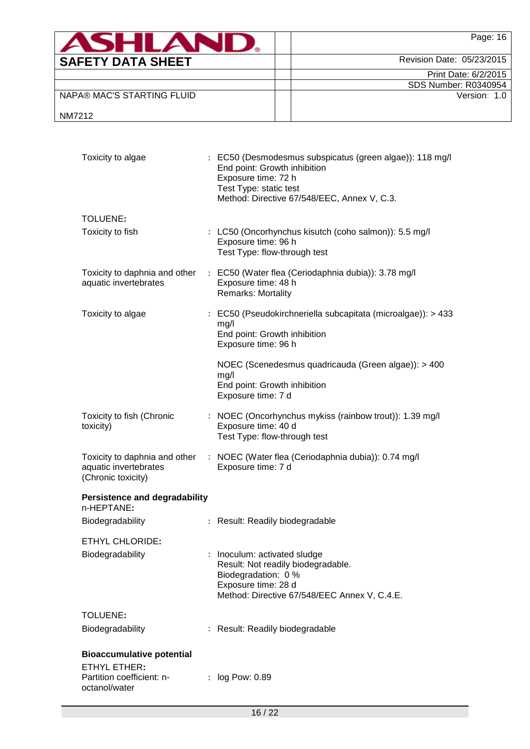| | | |
|---|---|---|
| Toxicity to algae | : | EC50 (Desmodesmus subspicatus (green algae)): 118 mg/l<br>End point: Growth inhibition<br>Exposure time: 72 h<br>Test Type: static test<br>Method: Directive 67/548/EEC, Annex V, C.3. |

**TOLUENE:**

| | | |
|---|---|---|
| Toxicity to fish | : | LC50 (Oncorhynchus kisutch (coho salmon)): 5.5 mg/l<br>Exposure time: 96 h<br>Test Type: flow-through test |
| Toxicity to daphnia and other aquatic invertebrates | : | EC50 (Water flea (Ceriodaphnia dubia)): 3.78 mg/l<br>Exposure time: 48 h<br>Remarks: Mortality |
| Toxicity to algae | : | EC50 (Pseudokirchneriella subcapitata (microalgae)): > 433 mg/l<br>End point: Growth inhibition<br>Exposure time: 96 h<br><br>NOEC (Scenedesmus quadricauda (Green algae)): > 400 mg/l<br>End point: Growth inhibition<br>Exposure time: 7 d |
| Toxicity to fish (Chronic toxicity) | : | NOEC (Oncorhynchus mykiss (rainbow trout)): 1.39 mg/l<br>Exposure time: 40 d<br>Test Type: flow-through test |
| Toxicity to daphnia and other aquatic invertebrates (Chronic toxicity) | : | NOEC (Water flea (Ceriodaphnia dubia)): 0.74 mg/l<br>Exposure time: 7 d |

**Persistence and degradability**

n-HEPTANE**:**

| | | |
|---|---|---|
| Biodegradability | : | Result: Readily biodegradable |

ETHYL CHLORIDE**:**

| | | |
|---|---|---|
| Biodegradability | : | Inoculum: activated sludge<br>Result: Not readily biodegradable.<br>Biodegradation: 0 %<br>Exposure time: 28 d<br>Method: Directive 67/548/EEC Annex V, C.4.E. |

TOLUENE**:**

| | | |
|---|---|---|
| Biodegradability | : | Result: Readily biodegradable |

**Bioaccumulative potential**

ETHYL ETHER**:**

| | | |
|---|---|---|
| Partition coefficient: n-octanol/water | : | log Pow: 0.89 |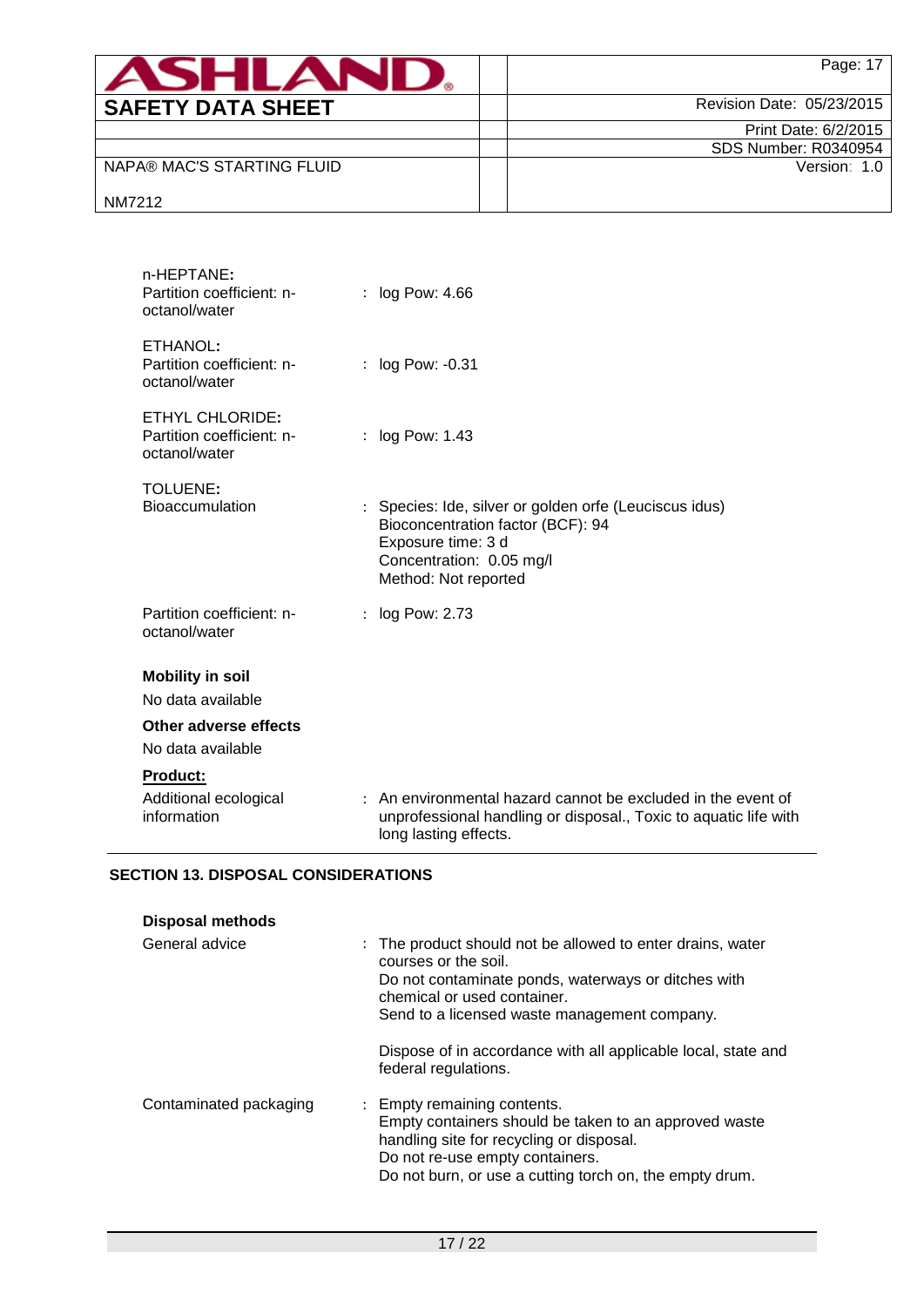n-HEPTANE:

| | |
|---|---|
| Partition coefficient: n-octanol/water | : log Pow: 4.66 |

ETHANOL:

| | |
|---|---|
| Partition coefficient: n-octanol/water | : log Pow: -0.31 |

ETHYL CHLORIDE:

| | |
|---|---|
| Partition coefficient: n-octanol/water | : log Pow: 1.43 |

TOLUENE:

| | |
|---|---|
| Bioaccumulation | : Species: Ide, silver or golden orfe (Leuciscus idus)<br>Bioconcentration factor (BCF): 94<br>Exposure time: 3 d<br>Concentration: 0.05 mg/l<br>Method: Not reported |
| Partition coefficient: n-octanol/water | : log Pow: 2.73 |

**Mobility in soil**

No data available

**Other adverse effects**

No data available

**Product:**

| | |
|---|---|
| Additional ecological information | : An environmental hazard cannot be excluded in the event of unprofessional handling or disposal., Toxic to aquatic life with long lasting effects. |

## SECTION 13. DISPOSAL CONSIDERATIONS

**Disposal methods**

| | |
|---|---|
| General advice | : The product should not be allowed to enter drains, water courses or the soil.<br>Do not contaminate ponds, waterways or ditches with chemical or used container.<br>Send to a licensed waste management company.<br><br>Dispose of in accordance with all applicable local, state and federal regulations. |
| Contaminated packaging | : Empty remaining contents.<br>Empty containers should be taken to an approved waste handling site for recycling or disposal.<br>Do not re-use empty containers.<br>Do not burn, or use a cutting torch on, the empty drum. |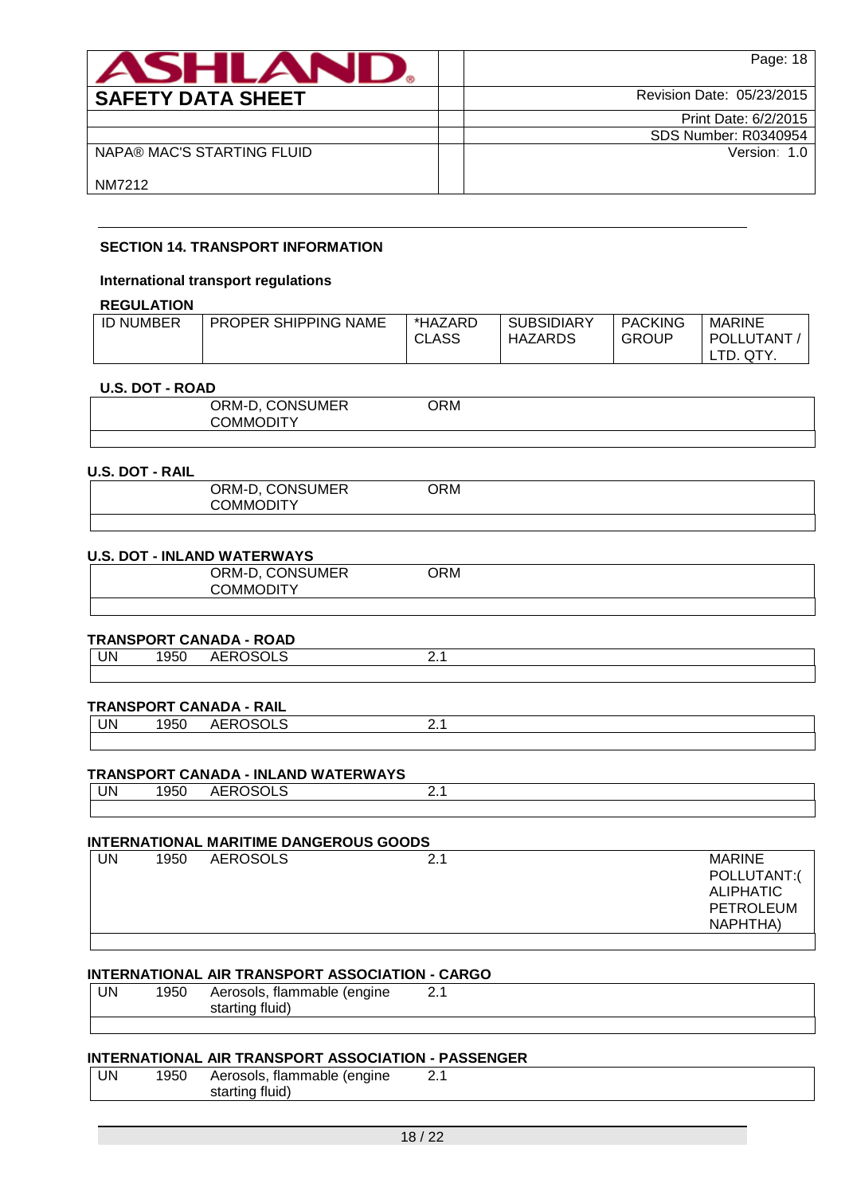| ASHLAND. | | Page: 18 |
|---|---|---|
| SAFETY DATA SHEET | | Revision Date: 05/23/2015 |
| | | Print Date: 6/2/2015 |
| | | SDS Number: R0340954 |
| NAPA® MAC'S STARTING FLUID<br>NM7212 | | Version: 1.0 |

## SECTION 14. TRANSPORT INFORMATION

### International transport regulations

**REGULATION**

| ID NUMBER | PROPER SHIPPING NAME | *HAZARD CLASS | SUBSIDIARY HAZARDS | PACKING GROUP | MARINE POLLUTANT / LTD. QTY. |
|---|---|---|---|---|---|
| **U.S. DOT - ROAD** | | | | | |
| | ORM-D, CONSUMER COMMODITY | ORM | | | |
| **U.S. DOT - RAIL** | | | | | |
| | ORM-D, CONSUMER COMMODITY | ORM | | | |
| **U.S. DOT - INLAND WATERWAYS** | | | | | |
| | ORM-D, CONSUMER COMMODITY | ORM | | | |
| **TRANSPORT CANADA - ROAD** | | | | | |
| UN 1950 | AEROSOLS | 2.1 | | | |
| **TRANSPORT CANADA - RAIL** | | | | | |
| UN 1950 | AEROSOLS | 2.1 | | | |
| **TRANSPORT CANADA - INLAND WATERWAYS** | | | | | |
| UN 1950 | AEROSOLS | 2.1 | | | |
| **INTERNATIONAL MARITIME DANGEROUS GOODS** | | | | | |
| UN 1950 | AEROSOLS | 2.1 | | | MARINE POLLUTANT:( ALIPHATIC PETROLEUM NAPHTHA) |
| **INTERNATIONAL AIR TRANSPORT ASSOCIATION - CARGO** | | | | | |
| UN 1950 | Aerosols, flammable (engine starting fluid) | 2.1 | | | |
| **INTERNATIONAL AIR TRANSPORT ASSOCIATION - PASSENGER** | | | | | |
| UN 1950 | Aerosols, flammable (engine starting fluid) | 2.1 | | | |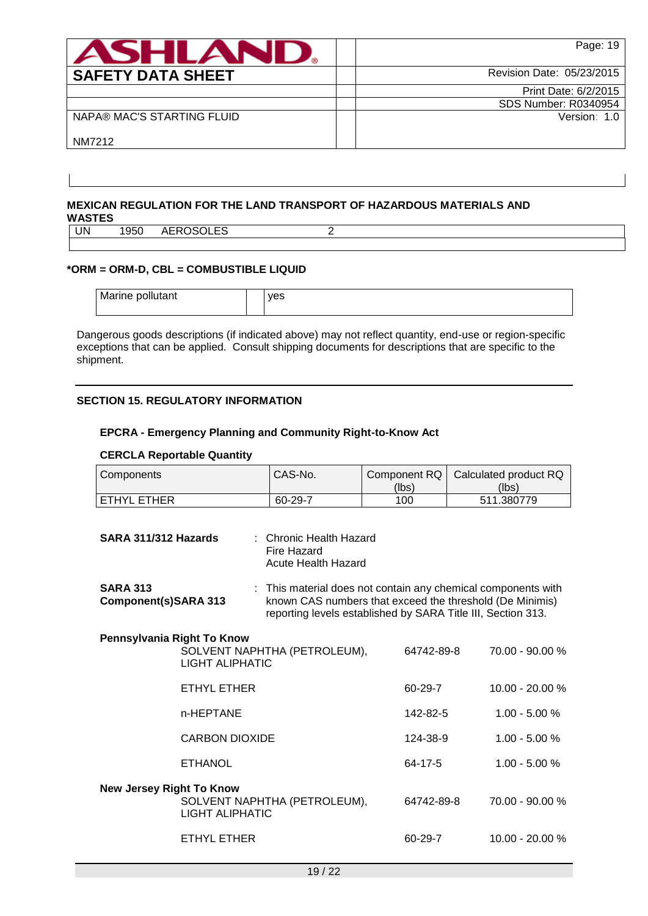### MEXICAN REGULATION FOR THE LAND TRANSPORT OF HAZARDOUS MATERIALS AND WASTES

| UN | 1950 | AEROSOLES | 2 |
|---|---|---|---|
| | | | |

**\*ORM = ORM-D, CBL = COMBUSTIBLE LIQUID**

| Marine pollutant | | yes |
|---|---|---|

Dangerous goods descriptions (if indicated above) may not reflect quantity, end-use or region-specific exceptions that can be applied. Consult shipping documents for descriptions that are specific to the shipment.

## SECTION 15. REGULATORY INFORMATION

### EPCRA - Emergency Planning and Community Right-to-Know Act

**CERCLA Reportable Quantity**

| Components | CAS-No. | Component RQ (lbs) | Calculated product RQ (lbs) |
|---|---|---|---|
| ETHYL ETHER | 60-29-7 | 100 | 511.380779 |

**SARA 311/312 Hazards** : Chronic Health Hazard
Fire Hazard
Acute Health Hazard

**SARA 313 Component(s)SARA 313** : This material does not contain any chemical components with known CAS numbers that exceed the threshold (De Minimis) reporting levels established by SARA Title III, Section 313.

**Pennsylvania Right To Know**

| | | |
|---|---|---|
| SOLVENT NAPHTHA (PETROLEUM), LIGHT ALIPHATIC | 64742-89-8 | 70.00 - 90.00 % |
| ETHYL ETHER | 60-29-7 | 10.00 - 20.00 % |
| n-HEPTANE | 142-82-5 | 1.00 - 5.00 % |
| CARBON DIOXIDE | 124-38-9 | 1.00 - 5.00 % |
| ETHANOL | 64-17-5 | 1.00 - 5.00 % |

**New Jersey Right To Know**

| | | |
|---|---|---|
| SOLVENT NAPHTHA (PETROLEUM), LIGHT ALIPHATIC | 64742-89-8 | 70.00 - 90.00 % |
| ETHYL ETHER | 60-29-7 | 10.00 - 20.00 % |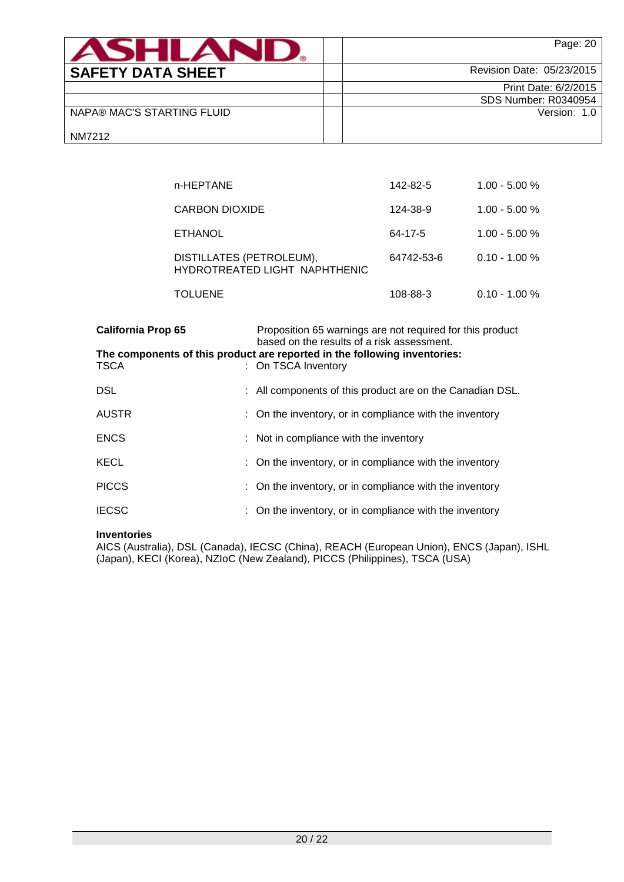| | | |
|---|---|---|
| n-HEPTANE | 142-82-5 | 1.00 - 5.00 % |
| CARBON DIOXIDE | 124-38-9 | 1.00 - 5.00 % |
| ETHANOL | 64-17-5 | 1.00 - 5.00 % |
| DISTILLATES (PETROLEUM), HYDROTREATED LIGHT NAPHTHENIC | 64742-53-6 | 0.10 - 1.00 % |
| TOLUENE | 108-88-3 | 0.10 - 1.00 % |

**California Prop 65** Proposition 65 warnings are not required for this product based on the results of a risk assessment.

**The components of this product are reported in the following inventories:**

| | |
|---|---|
| TSCA | : On TSCA Inventory |
| DSL | : All components of this product are on the Canadian DSL. |
| AUSTR | : On the inventory, or in compliance with the inventory |
| ENCS | : Not in compliance with the inventory |
| KECL | : On the inventory, or in compliance with the inventory |
| PICCS | : On the inventory, or in compliance with the inventory |
| IECSC | : On the inventory, or in compliance with the inventory |

**Inventories**

AICS (Australia), DSL (Canada), IECSC (China), REACH (European Union), ENCS (Japan), ISHL (Japan), KECI (Korea), NZIoC (New Zealand), PICCS (Philippines), TSCA (USA)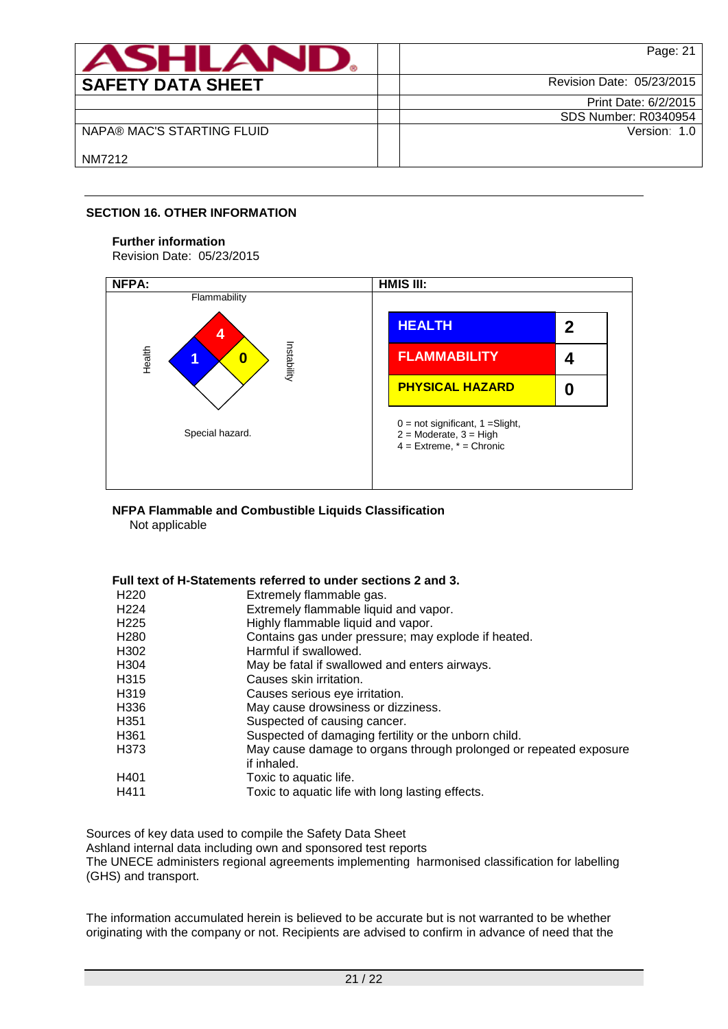## SECTION 16. OTHER INFORMATION

**Further information**

Revision Date: 05/23/2015

| NFPA: | HMIS III: |
|---|---|
| Flammability: 4<br>Health: 1<br>Instability: 0<br>Special hazard. | HEALTH: 2<br>FLAMMABILITY: 4<br>PHYSICAL HAZARD: 0<br><br>0 = not significant, 1 =Slight,<br>2 = Moderate, 3 = High<br>4 = Extreme, * = Chronic |

**NFPA Flammable and Combustible Liquids Classification**

Not applicable

**Full text of H-Statements referred to under sections 2 and 3.**

| | |
|---|---|
| H220 | Extremely flammable gas. |
| H224 | Extremely flammable liquid and vapor. |
| H225 | Highly flammable liquid and vapor. |
| H280 | Contains gas under pressure; may explode if heated. |
| H302 | Harmful if swallowed. |
| H304 | May be fatal if swallowed and enters airways. |
| H315 | Causes skin irritation. |
| H319 | Causes serious eye irritation. |
| H336 | May cause drowsiness or dizziness. |
| H351 | Suspected of causing cancer. |
| H361 | Suspected of damaging fertility or the unborn child. |
| H373 | May cause damage to organs through prolonged or repeated exposure if inhaled. |
| H401 | Toxic to aquatic life. |
| H411 | Toxic to aquatic life with long lasting effects. |

Sources of key data used to compile the Safety Data Sheet
Ashland internal data including own and sponsored test reports
The UNECE administers regional agreements implementing harmonised classification for labelling (GHS) and transport.

The information accumulated herein is believed to be accurate but is not warranted to be whether originating with the company or not. Recipients are advised to confirm in advance of need that the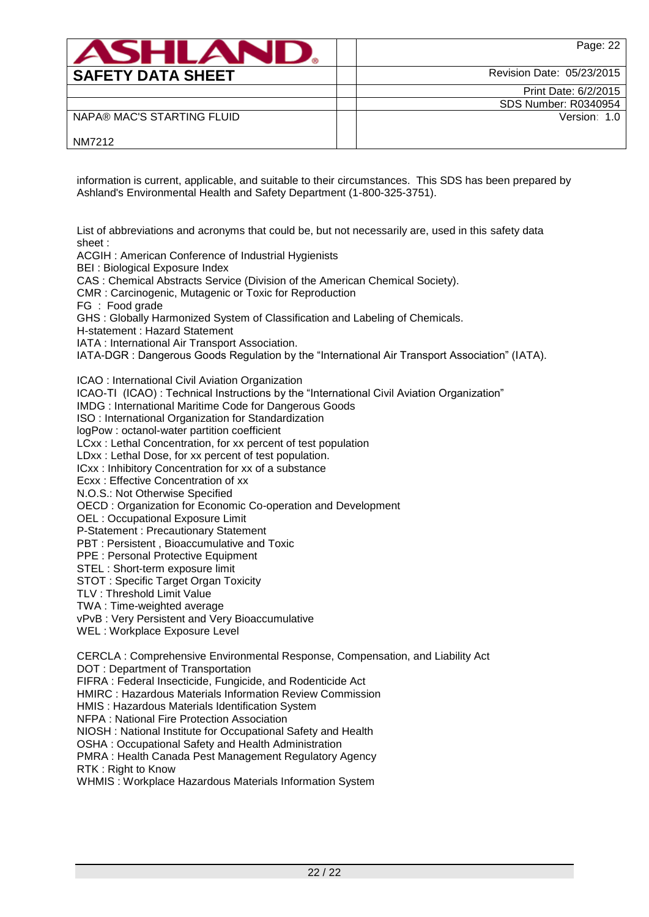information is current, applicable, and suitable to their circumstances. This SDS has been prepared by Ashland's Environmental Health and Safety Department (1-800-325-3751).

List of abbreviations and acronyms that could be, but not necessarily are, used in this safety data sheet :

ACGIH : American Conference of Industrial Hygienists
BEI : Biological Exposure Index
CAS : Chemical Abstracts Service (Division of the American Chemical Society).
CMR : Carcinogenic, Mutagenic or Toxic for Reproduction
FG : Food grade
GHS : Globally Harmonized System of Classification and Labeling of Chemicals.
H-statement : Hazard Statement
IATA : International Air Transport Association.
IATA-DGR : Dangerous Goods Regulation by the "International Air Transport Association" (IATA).

ICAO : International Civil Aviation Organization
ICAO-TI (ICAO) : Technical Instructions by the "International Civil Aviation Organization"
IMDG : International Maritime Code for Dangerous Goods
ISO : International Organization for Standardization
logPow : octanol-water partition coefficient
LCxx : Lethal Concentration, for xx percent of test population
LDxx : Lethal Dose, for xx percent of test population.
ICxx : Inhibitory Concentration for xx of a substance
Ecxx : Effective Concentration of xx
N.O.S.: Not Otherwise Specified
OECD : Organization for Economic Co-operation and Development
OEL : Occupational Exposure Limit
P-Statement : Precautionary Statement
PBT : Persistent , Bioaccumulative and Toxic
PPE : Personal Protective Equipment
STEL : Short-term exposure limit
STOT : Specific Target Organ Toxicity
TLV : Threshold Limit Value
TWA : Time-weighted average
vPvB : Very Persistent and Very Bioaccumulative
WEL : Workplace Exposure Level

CERCLA : Comprehensive Environmental Response, Compensation, and Liability Act
DOT : Department of Transportation
FIFRA : Federal Insecticide, Fungicide, and Rodenticide Act
HMIRC : Hazardous Materials Information Review Commission
HMIS : Hazardous Materials Identification System
NFPA : National Fire Protection Association
NIOSH : National Institute for Occupational Safety and Health
OSHA : Occupational Safety and Health Administration
PMRA : Health Canada Pest Management Regulatory Agency
RTK : Right to Know
WHMIS : Workplace Hazardous Materials Information System